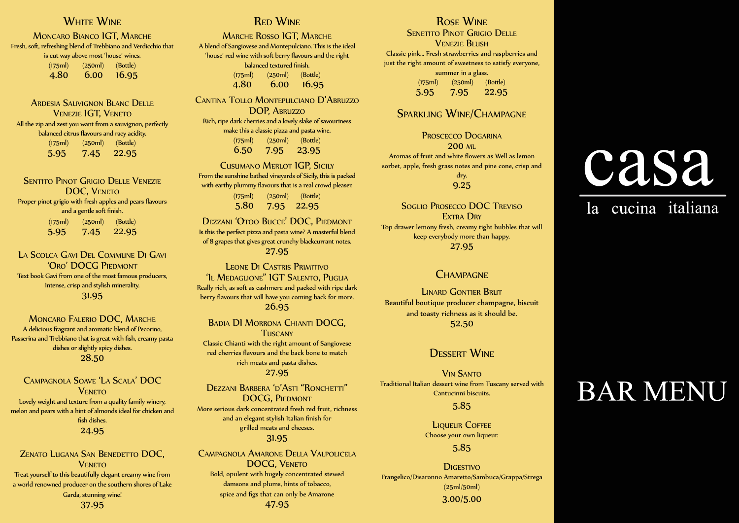# casa

la cucina italiana

# BAR MENU

## White Wine

### Moncaro Bianco IGT, Marche

Fresh, soft, refreshing blend of Trebbiano and Verdicchio that is cut way above most 'house' wines.

| (175ml) | (250ml) | (Bottle) |
|---|---|---|
| 4.80 | 6.00 | 16.95 |

### Ardesia Sauvignon Blanc Delle Venezie IGT, Veneto

All the zip and zest you want from a sauvignon, perfectly balanced citrus flavours and racy acidity.

| (175ml) | (250ml) | (Bottle) |
|---|---|---|
| 5.95 | 7.45 | 22.95 |

### Sentito Pinot Grigio Delle Venezie DOC, Veneto

Proper pinot grigio with fresh apples and pears flavours and a gentle soft finish.

| (175ml) | (250ml) | (Bottle) |
|---|---|---|
| 5.95 | 7.45 | 22.95 |

### La Scolca Gavi Del Commune Di Gavi 'Oro' DOCG Piedmont

Text book Gavi from one of the most famous producers, Intense, crisp and stylish minerality.

31.95

### Moncaro Falerio DOC, Marche

A delicious fragrant and aromatic blend of Pecorino, Passerina and Trebbiano that is great with fish, creamy pasta dishes or slightly spicy dishes.

28.50

### Campagnola Soave 'La Scala' DOC Veneto

Lovely weight and texture from a quality family winery, melon and pears with a hint of almonds ideal for chicken and fish dishes.

24.95

### Zenato Lugana San Benedetto DOC, Veneto

Treat yourself to this beautifully elegant creamy wine from a world renowned producer on the southern shores of Lake Garda, stunning wine!

37.95

## Red Wine

### Marche Rosso IGT, Marche

A blend of Sangiovese and Montepulciano. This is the ideal 'house' red wine with soft berry flavours and the right balanced textured finish.

| (175ml) | (250ml) | (Bottle) |
|---|---|---|
| 4.80 | 6.00 | 16.95 |

### Cantina Tollo Montepulciano D'Abruzzo DOP, Abruzzo

Rich, ripe dark cherries and a lovely slake of savouriness make this a classic pizza and pasta wine.

| (175ml) | (250ml) | (Bottle) |
|---|---|---|
| 6.50 | 7.95 | 23.95 |

### Cusumano Merlot IGP, Sicily

From the sunshine bathed vineyards of Sicily, this is packed with earthy plummy flavours that is a real crowd pleaser.

| (175ml) | (250ml) | (Bottle) |
|---|---|---|
| 5.80 | 7.95 | 22.95 |

### Dezzani 'Otoo Bucce' DOC, Piedmont

Is this the perfect pizza and pasta wine? A masterful blend of 8 grapes that gives great crunchy blackcurrant notes.

27.95

### Leone Di Castris Primitivo 'Il Medaglione" IGT Salento, Puglia

Really rich, as soft as cashmere and packed with ripe dark berry flavours that will have you coming back for more.

26.95

### Badia DI Morrona Chianti DOCG, Tuscany

Classic Chianti with the right amount of Sangiovese red cherries flavours and the back bone to match rich meats and pasta dishes.

27.95

### Dezzani Barbera 'd'Asti "Ronchetti" DOCG, Piedmont

More serious dark concentrated fresh red fruit, richness and an elegant stylish Italian finish for grilled meats and cheeses.

31.95

### Campagnola Amarone Della Valpolicela DOCG, Veneto

Bold, opulent with hugely concentrated stewed damsons and plums, hints of tobacco, spice and figs that can only be Amarone

47.95

## Rose Wine

### Senetito Pinot Grigio Delle Venezie Blush

Classic pink... Fresh strawberries and raspberries and just the right amount of sweetness to satisfy everyone, summer in a glass.

| (175ml) | (250ml) | (Bottle) |
|---|---|---|
| 5.95 | 7.95 | 22.95 |

## Sparkling Wine/Champagne

### Proscecco Dogarina 200 ml

Aromas of fruit and white flowers as Well as lemon sorbet, apple, fresh grass notes and pine cone, crisp and dry.

9.25

### Soglio Prosecco DOC Treviso Extra Dry

Top drawer lemony fresh, creamy tight bubbles that will keep everybody more than happy.

27.95

## Champagne

### Linard Gontier Brut

Beautiful boutique producer champagne, biscuit and toasty richness as it should be.

52.50

## Dessert Wine

### Vin Santo

Traditional Italian dessert wine from Tuscany served with Cantucinni biscuits.

5.85

### Liqueur Coffee

Choose your own liqueur.

5.85

### Digestivo

Frangelico/Disaronno Amaretto/Sambuca/Grappa/Strega (25ml/50ml)

3.00/5.00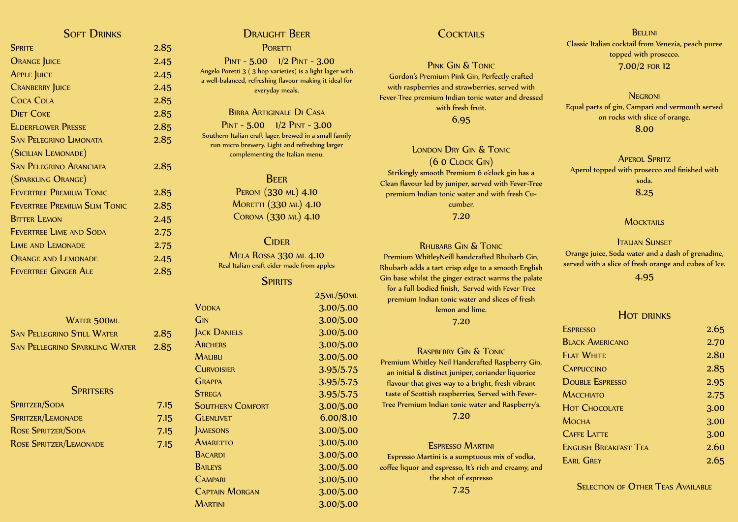## Soft Drinks

| | |
|---|---|
| Sprite | 2.85 |
| Orange Juice | 2.45 |
| Apple Juice | 2.45 |
| Cranberry Juice | 2.45 |
| Coca Cola | 2.85 |
| Diet Coke | 2.85 |
| Elderflower Presse | 2.85 |
| San Pelegrino Limonata (Sicilian Lemonade) | 2.85 |
| San Pelegrino Aranciata (Sparkling Orange) | 2.85 |
| Fevertree Premium Tonic | 2.85 |
| Fevertree Premium Slim Tonic | 2.85 |
| Bitter Lemon | 2.45 |
| Fevertree Lime and Soda | 2.75 |
| Lime and Lemonade | 2.75 |
| Orange and Lemonade | 2.45 |
| Fevertree Ginger Ale | 2.85 |

### Water 500ml

| | |
|---|---|
| San Pellegrino Still Water | 2.85 |
| San Pellegrino Sparkling Water | 2.85 |

## Spritsers

| | |
|---|---|
| Spritzer/Soda | 7.15 |
| Spritzer/Lemonade | 7.15 |
| Rose Spritzer/Soda | 7.15 |
| Rose Spritzer/Lemonade | 7.15 |

## Draught Beer

### Poretti

Pint - 5.00 1/2 Pint - 3.00

Angelo Poretti 3 ( 3 hop varieties) is a light lager with a well-balanced, refreshing flavour making it ideal for everyday meals.

### Birra Artiginale Di Casa

Pint - 5.00 1/2 Pint - 3.00

Southern Italian craft lager, brewed in a small family run micro brewery. Light and refreshing larger complementing the Italian menu.

## Beer

Peroni (330 ml) 4.10

Moretti (330 ml) 4.10

Corona (330 ml) 4.10

## Cider

Mela Rossa 330 ml 4.10

Real Italian craft cider made from apples

## Spirits

| | 25ml/50ml |
|---|---|
| Vodka | 3.00/5.00 |
| Gin | 3.00/5.00 |
| Jack Daniels | 3.00/5.00 |
| Archers | 3.00/5.00 |
| Malibu | 3.00/5.00 |
| Curvoisier | 3.95/5.75 |
| Grappa | 3.95/5.75 |
| Strega | 3.95/5.75 |
| Southern Comfort | 3.00/5.00 |
| Glenlivet | 6.00/8.10 |
| Jamesons | 3.00/5.00 |
| Amaretto | 3.00/5.00 |
| Bacardi | 3.00/5.00 |
| Baileys | 3.00/5.00 |
| Campari | 3.00/5.00 |
| Captain Morgan | 3.00/5.00 |
| Martini | 3.00/5.00 |

## Cocktails

### Pink Gin & Tonic

Gordon's Premium Pink Gin, Perfectly crafted with raspberries and strawberries, served with Fever-Tree premium Indian tonic water and dressed with fresh fruit.

6.95

### London Dry Gin & Tonic (6 O Clock Gin)

Strikingly smooth Premium 6 o'clock gin has a Clean flavour led by juniper, served with Fever-Tree premium Indian tonic water and with fresh Cucumber.

7.20

### Rhubarb Gin & Tonic

Premium WhitleyNeill handcrafted Rhubarb Gin, Rhubarb adds a tart crisp edge to a smooth English Gin base whilst the ginger extract warms the palate for a full-bodied finish, Served with Fever-Tree premium Indian tonic water and slices of fresh lemon and lime.

7.20

### Raspberry Gin & Tonic

Premium Whitley Neil Handcrafted Raspberry Gin, an initial & distinct juniper, coriander liquorice flavour that gives way to a bright, fresh vibrant taste of Scottish raspberries, Served with Fever-Tree Premium Indian tonic water and Raspberry's.

7.20

### Espresso Martini

Espresso Martini is a sumptuous mix of vodka, coffee liquor and espresso, It's rich and creamy, and the shot of espresso

7.25

### Bellini

Classic Italian cocktail from Venezia, peach puree topped with prosecco.

7.00/2 for 12

### Negroni

Equal parts of gin, Campari and vermouth served on rocks with slice of orange.

8.00

### Aperol Spritz

Aperol topped with prosecco and finished with soda.

8.25

## Mocktails

### Italian Sunset

Orange juice, Soda water and a dash of grenadine, served with a slice of fresh orange and cubes of Ice.

4.95

## Hot Drinks

| | |
|---|---|
| Espresso | 2.65 |
| Black Americano | 2.70 |
| Flat White | 2.80 |
| Cappuccino | 2.85 |
| Double Espresso | 2.95 |
| Macchiato | 2.75 |
| Hot Chocolate | 3.00 |
| Mocha | 3.00 |
| Caffe Latte | 3.00 |
| English Breakfast Tea | 2.60 |
| Earl Grey | 2.65 |

Selection of Other Teas Available